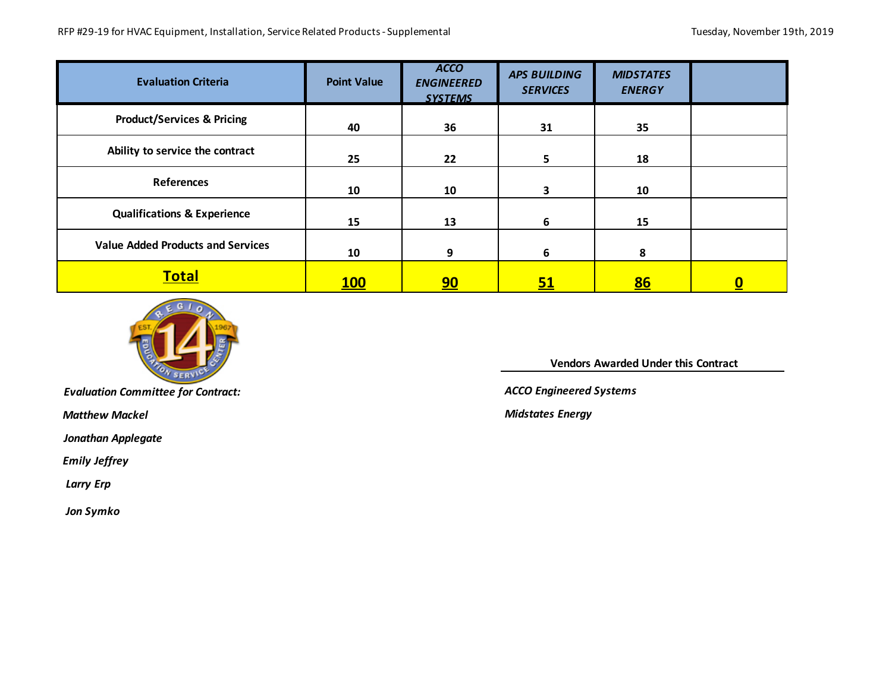RFP #29-19 for HVAC Equipment, Installation, Service Related Products - Supplemental

Tuesday, November 19th, 2019

| Evaluation Criteria | Point Value | *ACCO ENGINEERED SYSTEMS* | *APS BUILDING SERVICES* | *MIDSTATES ENERGY* | |
|---|---|---|---|---|---|
| Product/Services & Pricing | 40 | 36 | 31 | 35 | |
| Ability to service the contract | 25 | 22 | 5 | 18 | |
| References | 10 | 10 | 3 | 10 | |
| Qualifications & Experience | 15 | 13 | 6 | 15 | |
| Value Added Products and Services | 10 | 9 | 6 | 8 | |
| **Total** | **100** | **90** | **51** | **86** | **0** |

*Evaluation Committee for Contract:*

*Matthew Mackel*

*Jonathan Applegate*

*Emily Jeffrey*

*Larry Erp*

*Jon Symko*

**Vendors Awarded Under this Contract**

*ACCO Engineered Systems*

*Midstates Energy*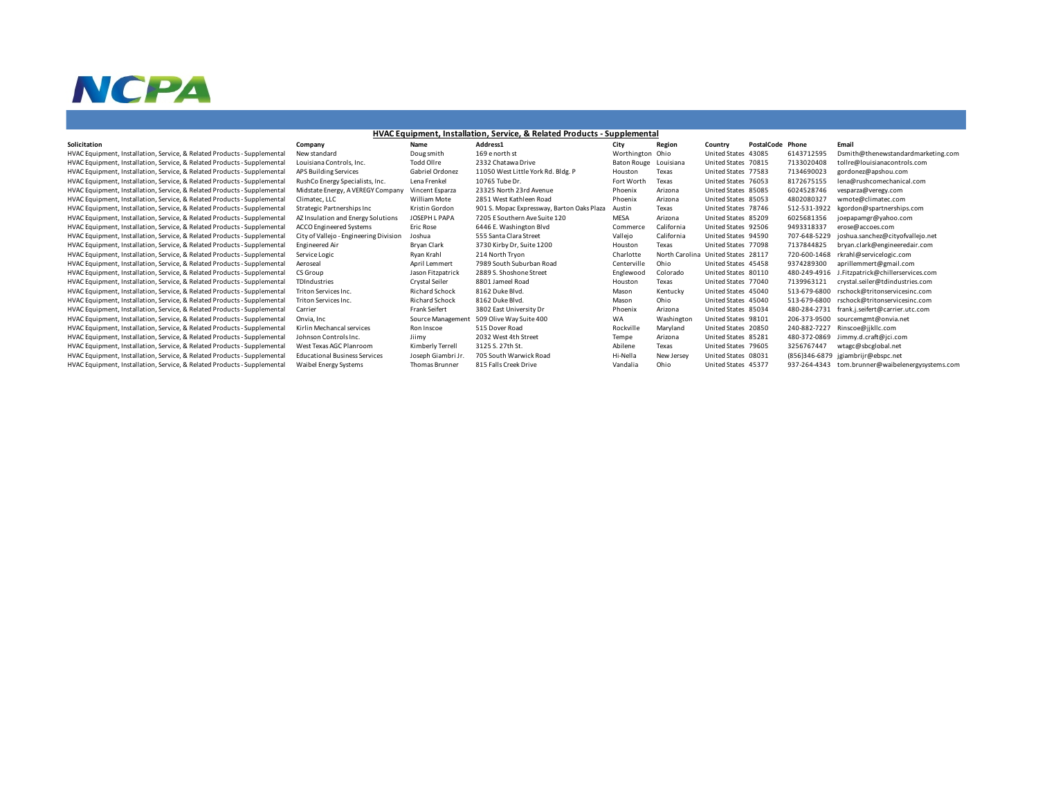NCPA

## HVAC Equipment, Installation, Service, & Related Products - Supplemental

| Solicitation | Company | Name | Address1 | City | Region | Country | PostalCode | Phone | Email |
|---|---|---|---|---|---|---|---|---|---|
| HVAC Equipment, Installation, Service, & Related Products - Supplemental | New standard | Doug smith | 169 e north st | Worthington | Ohio | United States | 43085 | 6143712595 | Dsmith@thenewstandardmarketing.com |
| HVAC Equipment, Installation, Service, & Related Products - Supplemental | Louisiana Controls, Inc. | Todd Ollre | 2332 Chatawa Drive | Baton Rouge | Louisiana | United States | 70815 | 7133020408 | tollre@louisianacontrols.com |
| HVAC Equipment, Installation, Service, & Related Products - Supplemental | APS Building Services | Gabriel Ordonez | 11050 West Little York Rd. Bldg. P | Houston | Texas | United States | 77583 | 7134690023 | gordonez@apshou.com |
| HVAC Equipment, Installation, Service, & Related Products - Supplemental | RushCo Energy Specialists, Inc. | Lena Frenkel | 10765 Tube Dr. | Fort Worth | Texas | United States | 76053 | 8172675155 | lena@rushcomechanical.com |
| HVAC Equipment, Installation, Service, & Related Products - Supplemental | Midstate Energy, A VEREGY Company | Vincent Esparza | 23325 North 23rd Avenue | Phoenix | Arizona | United States | 85085 | 6024528746 | vesparza@veregy.com |
| HVAC Equipment, Installation, Service, & Related Products - Supplemental | Climatec, LLC | William Mote | 2851 West Kathleen Road | Phoenix | Arizona | United States | 85053 | 4802080327 | wmote@climatec.com |
| HVAC Equipment, Installation, Service, & Related Products - Supplemental | Strategic Partnerships Inc | Kristin Gordon | 901 S. Mopac Expressway, Barton Oaks Plaza | Austin | Texas | United States | 78746 | 512-531-3922 | kgordon@spartnerships.com |
| HVAC Equipment, Installation, Service, & Related Products - Supplemental | AZ Insulation and Energy Solutions | JOSEPH L PAPA | 7205 E Southern Ave Suite 120 | MESA | Arizona | United States | 85209 | 6025681356 | joepapamgr@yahoo.com |
| HVAC Equipment, Installation, Service, & Related Products - Supplemental | ACCO Engineered Systems | Eric Rose | 6446 E. Washington Blvd | Commerce | California | United States | 92506 | 9493318337 | erose@accoes.com |
| HVAC Equipment, Installation, Service, & Related Products - Supplemental | City of Vallejo - Engineering Division | Joshua | 555 Santa Clara Street | Vallejo | California | United States | 94590 | 707-648-5229 | joshua.sanchez@cityofvallejo.net |
| HVAC Equipment, Installation, Service, & Related Products - Supplemental | Engineered Air | Bryan Clark | 3730 Kirby Dr, Suite 1200 | Houston | Texas | United States | 77098 | 7137844825 | bryan.clark@engineeredair.com |
| HVAC Equipment, Installation, Service, & Related Products - Supplemental | Service Logic | Ryan Krahl | 214 North Tryon | Charlotte | North Carolina | United States | 28117 | 720-600-1468 | rkrahl@servicelogic.com |
| HVAC Equipment, Installation, Service, & Related Products - Supplemental | Aeroseal | April Lemmert | 7989 South Suburban Road | Centerville | Ohio | United States | 45458 | 9374289300 | aprillemmert@gmail.com |
| HVAC Equipment, Installation, Service, & Related Products - Supplemental | CS Group | Jason Fitzpatrick | 2889 S. Shoshone Street | Englewood | Colorado | United States | 80110 | 480-249-4916 | J.Fitzpatrick@chillerservices.com |
| HVAC Equipment, Installation, Service, & Related Products - Supplemental | TDIndustries | Crystal Seiler | 8801 Jameel Road | Houston | Texas | United States | 77040 | 7139963121 | crystal.seiler@tdindustries.com |
| HVAC Equipment, Installation, Service, & Related Products - Supplemental | Triton Services Inc. | Richard Schock | 8162 Duke Blvd. | Mason | Kentucky | United States | 45040 | 513-679-6800 | rschock@tritonservicesinc.com |
| HVAC Equipment, Installation, Service, & Related Products - Supplemental | Triton Services Inc. | Richard Schock | 8162 Duke Blvd. | Mason | Ohio | United States | 45040 | 513-679-6800 | rschock@tritonservicesinc.com |
| HVAC Equipment, Installation, Service, & Related Products - Supplemental | Carrier | Frank Seifert | 3802 East University Dr | Phoenix | Arizona | United States | 85034 | 480-284-2731 | frank.j.seifert@carrier.utc.com |
| HVAC Equipment, Installation, Service, & Related Products - Supplemental | Onvia, Inc | Source Management | 509 Olive Way Suite 400 | WA | Washington | United States | 98101 | 206-373-9500 | sourcemgmt@onvia.net |
| HVAC Equipment, Installation, Service, & Related Products - Supplemental | Kirlin Mechancal services | Ron Inscoe | 515 Dover Road | Rockville | Maryland | United States | 20850 | 240-882-7227 | Rinscoe@jjkllc.com |
| HVAC Equipment, Installation, Service, & Related Products - Supplemental | Johnson Controls Inc. | Jiimy | 2032 West 4th Street | Tempe | Arizona | United States | 85281 | 480-372-0869 | Jimmy.d.craft@jci.com |
| HVAC Equipment, Installation, Service, & Related Products - Supplemental | West Texas AGC Planroom | Kimberly Terrell | 3125 S. 27th St. | Abilene | Texas | United States | 79605 | 3256767447 | wtagc@sbcglobal.net |
| HVAC Equipment, Installation, Service, & Related Products - Supplemental | Educational Business Services | Joseph Giambri Jr. | 705 South Warwick Road | Hi-Nella | New Jersey | United States | 08031 | (856)346-6879 | jgiambrijr@ebspc.net |
| HVAC Equipment, Installation, Service, & Related Products - Supplemental | Waibel Energy Systems | Thomas Brunner | 815 Falls Creek Drive | Vandalia | Ohio | United States | 45377 | 937-264-4343 | tom.brunner@waibelenergysystems.com |